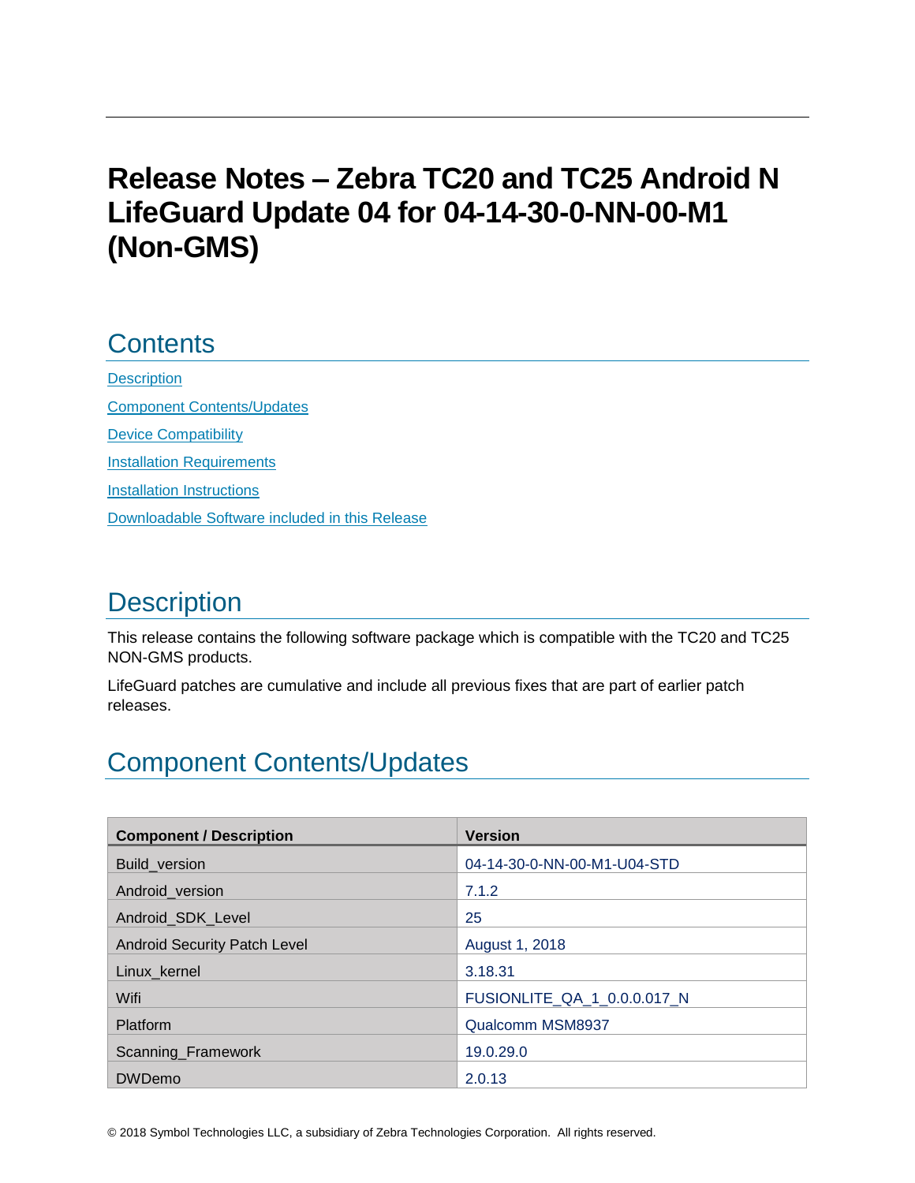# Release Notes – Zebra TC20 and TC25 Android N LifeGuard Update 04 for 04-14-30-0-NN-00-M1 (Non-GMS)

## Contents

[Description](#description)

[Component Contents/Updates](#component-contentsupdates)

[Device Compatibility](#device-compatibility)

[Installation Requirements](#installation-requirements)

[Installation Instructions](#installation-instructions)

[Downloadable Software included in this Release](#downloadable-software-included-in-this-release)

## Description

This release contains the following software package which is compatible with the TC20 and TC25 NON-GMS products.

LifeGuard patches are cumulative and include all previous fixes that are part of earlier patch releases.

## Component Contents/Updates

| Component / Description | Version |
| --- | --- |
| Build_version | 04-14-30-0-NN-00-M1-U04-STD |
| Android_version | 7.1.2 |
| Android_SDK_Level | 25 |
| Android Security Patch Level | August 1, 2018 |
| Linux_kernel | 3.18.31 |
| Wifi | FUSIONLITE_QA_1_0.0.0.017_N |
| Platform | Qualcomm MSM8937 |
| Scanning_Framework | 19.0.29.0 |
| DWDemo | 2.0.13 |

© 2018 Symbol Technologies LLC, a subsidiary of Zebra Technologies Corporation. All rights reserved.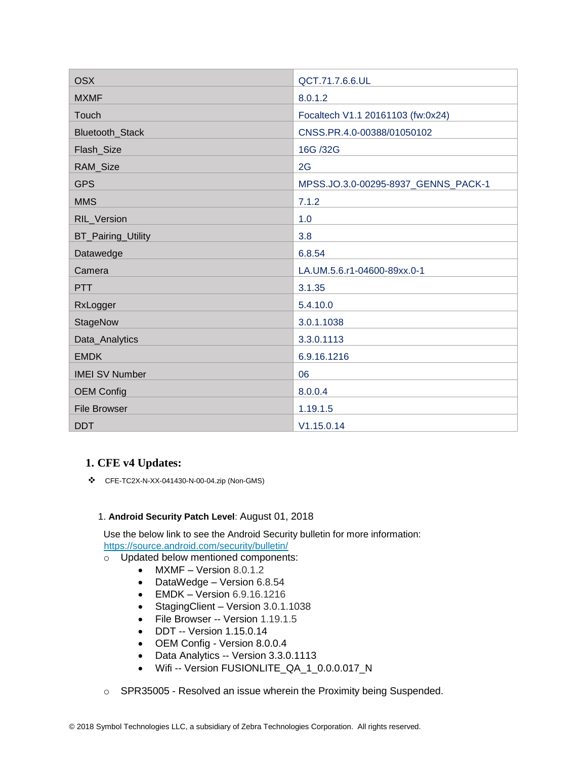| OSX | QCT.71.7.6.6.UL |
|---|---|
| MXMF | 8.0.1.2 |
| Touch | Focaltech V1.1 20161103 (fw:0x24) |
| Bluetooth_Stack | CNSS.PR.4.0-00388/01050102 |
| Flash_Size | 16G /32G |
| RAM_Size | 2G |
| GPS | MPSS.JO.3.0-00295-8937_GENNS_PACK-1 |
| MMS | 7.1.2 |
| RIL_Version | 1.0 |
| BT_Pairing_Utility | 3.8 |
| Datawedge | 6.8.54 |
| Camera | LA.UM.5.6.r1-04600-89xx.0-1 |
| PTT | 3.1.35 |
| RxLogger | 5.4.10.0 |
| StageNow | 3.0.1.1038 |
| Data_Analytics | 3.3.0.1113 |
| EMDK | 6.9.16.1216 |
| IMEI SV Number | 06 |
| OEM Config | 8.0.0.4 |
| File Browser | 1.19.1.5 |
| DDT | V1.15.0.14 |

## 1. CFE v4 Updates:

❖ CFE-TC2X-N-XX-041430-N-00-04.zip (Non-GMS)

1. **Android Security Patch Level**: August 01, 2018

   Use the below link to see the Android Security bulletin for more information: https://source.android.com/security/bulletin/

   - Updated below mentioned components:
     - MXMF – Version 8.0.1.2
     - DataWedge – Version 6.8.54
     - EMDK – Version 6.9.16.1216
     - StagingClient – Version 3.0.1.1038
     - File Browser -- Version 1.19.1.5
     - DDT -- Version 1.15.0.14
     - OEM Config - Version 8.0.0.4
     - Data Analytics -- Version 3.3.0.1113
     - Wifi -- Version FUSIONLITE_QA_1_0.0.0.017_N

   - SPR35005 - Resolved an issue wherein the Proximity being Suspended.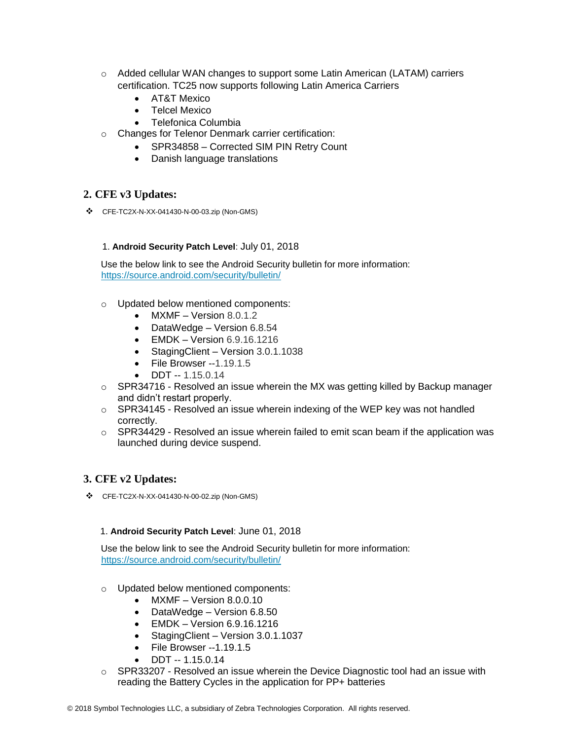- Added cellular WAN changes to support some Latin American (LATAM) carriers certification. TC25 now supports following Latin America Carriers
  - AT&T Mexico
  - Telcel Mexico
  - Telefonica Columbia
- Changes for Telenor Denmark carrier certification:
  - SPR34858 – Corrected SIM PIN Retry Count
  - Danish language translations

## 2. CFE v3 Updates:

- CFE-TC2X-N-XX-041430-N-00-03.zip (Non-GMS)

1. **Android Security Patch Level**: July 01, 2018

Use the below link to see the Android Security bulletin for more information: [https://source.android.com/security/bulletin/](https://source.android.com/security/bulletin/)

- Updated below mentioned components:
  - MXMF – Version 8.0.1.2
  - DataWedge – Version 6.8.54
  - EMDK – Version 6.9.16.1216
  - StagingClient – Version 3.0.1.1038
  - File Browser --1.19.1.5
  - DDT -- 1.15.0.14
- SPR34716 - Resolved an issue wherein the MX was getting killed by Backup manager and didn't restart properly.
- SPR34145 - Resolved an issue wherein indexing of the WEP key was not handled correctly.
- SPR34429 - Resolved an issue wherein failed to emit scan beam if the application was launched during device suspend.

## 3. CFE v2 Updates:

- CFE-TC2X-N-XX-041430-N-00-02.zip (Non-GMS)

1. **Android Security Patch Level**: June 01, 2018

Use the below link to see the Android Security bulletin for more information: [https://source.android.com/security/bulletin/](https://source.android.com/security/bulletin/)

- Updated below mentioned components:
  - MXMF – Version 8.0.0.10
  - DataWedge – Version 6.8.50
  - EMDK – Version 6.9.16.1216
  - StagingClient – Version 3.0.1.1037
  - File Browser --1.19.1.5
  - DDT -- 1.15.0.14
- SPR33207 - Resolved an issue wherein the Device Diagnostic tool had an issue with reading the Battery Cycles in the application for PP+ batteries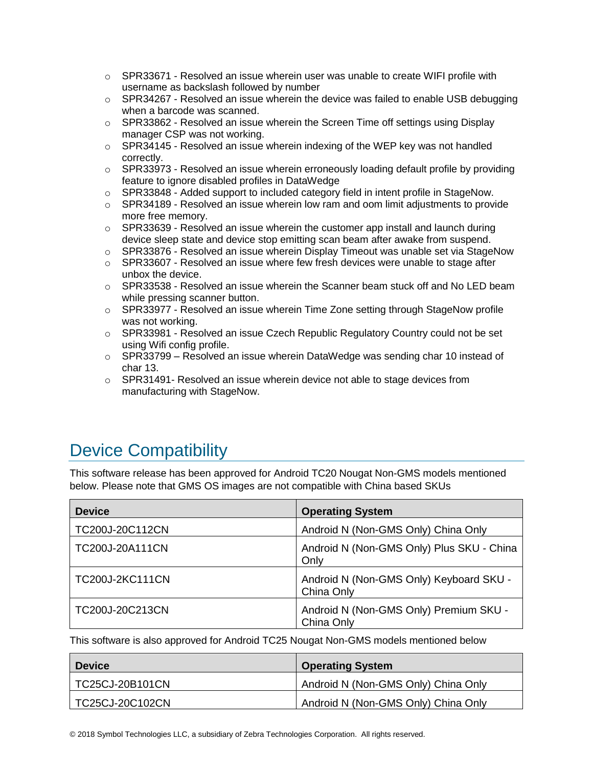- SPR33671 - Resolved an issue wherein user was unable to create WIFI profile with username as backslash followed by number
- SPR34267 - Resolved an issue wherein the device was failed to enable USB debugging when a barcode was scanned.
- SPR33862 - Resolved an issue wherein the Screen Time off settings using Display manager CSP was not working.
- SPR34145 - Resolved an issue wherein indexing of the WEP key was not handled correctly.
- SPR33973 - Resolved an issue wherein erroneously loading default profile by providing feature to ignore disabled profiles in DataWedge
- SPR33848 - Added support to included category field in intent profile in StageNow.
- SPR34189 - Resolved an issue wherein low ram and oom limit adjustments to provide more free memory.
- SPR33639 - Resolved an issue wherein the customer app install and launch during device sleep state and device stop emitting scan beam after awake from suspend.
- SPR33876 - Resolved an issue wherein Display Timeout was unable set via StageNow
- SPR33607 - Resolved an issue where few fresh devices were unable to stage after unbox the device.
- SPR33538 - Resolved an issue wherein the Scanner beam stuck off and No LED beam while pressing scanner button.
- SPR33977 - Resolved an issue wherein Time Zone setting through StageNow profile was not working.
- SPR33981 - Resolved an issue Czech Republic Regulatory Country could not be set using Wifi config profile.
- SPR33799 – Resolved an issue wherein DataWedge was sending char 10 instead of char 13.
- SPR31491- Resolved an issue wherein device not able to stage devices from manufacturing with StageNow.

# Device Compatibility

This software release has been approved for Android TC20 Nougat Non-GMS models mentioned below. Please note that GMS OS images are not compatible with China based SKUs

| Device | Operating System |
| --- | --- |
| TC200J-20C112CN | Android N (Non-GMS Only) China Only |
| TC200J-20A111CN | Android N (Non-GMS Only) Plus SKU - China Only |
| TC200J-2KC111CN | Android N (Non-GMS Only) Keyboard SKU - China Only |
| TC200J-20C213CN | Android N (Non-GMS Only) Premium SKU - China Only |

This software is also approved for Android TC25 Nougat Non-GMS models mentioned below

| Device | Operating System |
| --- | --- |
| TC25CJ-20B101CN | Android N (Non-GMS Only) China Only |
| TC25CJ-20C102CN | Android N (Non-GMS Only) China Only |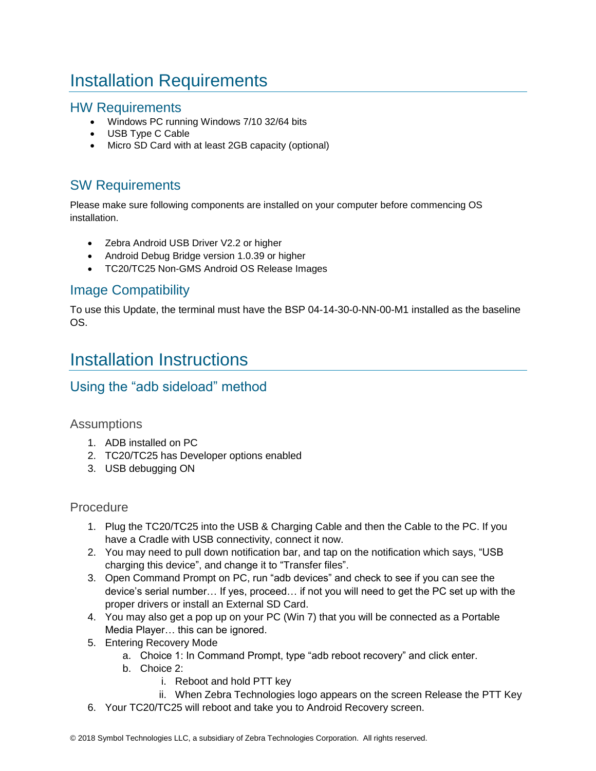# Installation Requirements

## HW Requirements

- Windows PC running Windows 7/10 32/64 bits
- USB Type C Cable
- Micro SD Card with at least 2GB capacity (optional)

## SW Requirements

Please make sure following components are installed on your computer before commencing OS installation.

- Zebra Android USB Driver V2.2 or higher
- Android Debug Bridge version 1.0.39 or higher
- TC20/TC25 Non-GMS Android OS Release Images

## Image Compatibility

To use this Update, the terminal must have the BSP 04-14-30-0-NN-00-M1 installed as the baseline OS.

# Installation Instructions

## Using the "adb sideload" method

### Assumptions

1. ADB installed on PC
2. TC20/TC25 has Developer options enabled
3. USB debugging ON

### Procedure

1. Plug the TC20/TC25 into the USB & Charging Cable and then the Cable to the PC. If you have a Cradle with USB connectivity, connect it now.
2. You may need to pull down notification bar, and tap on the notification which says, "USB charging this device", and change it to "Transfer files".
3. Open Command Prompt on PC, run "adb devices" and check to see if you can see the device's serial number… If yes, proceed… if not you will need to get the PC set up with the proper drivers or install an External SD Card.
4. You may also get a pop up on your PC (Win 7) that you will be connected as a Portable Media Player… this can be ignored.
5. Entering Recovery Mode
    a. Choice 1: In Command Prompt, type "adb reboot recovery" and click enter.
    b. Choice 2:
        i. Reboot and hold PTT key
        ii. When Zebra Technologies logo appears on the screen Release the PTT Key
6. Your TC20/TC25 will reboot and take you to Android Recovery screen.

© 2018 Symbol Technologies LLC, a subsidiary of Zebra Technologies Corporation. All rights reserved.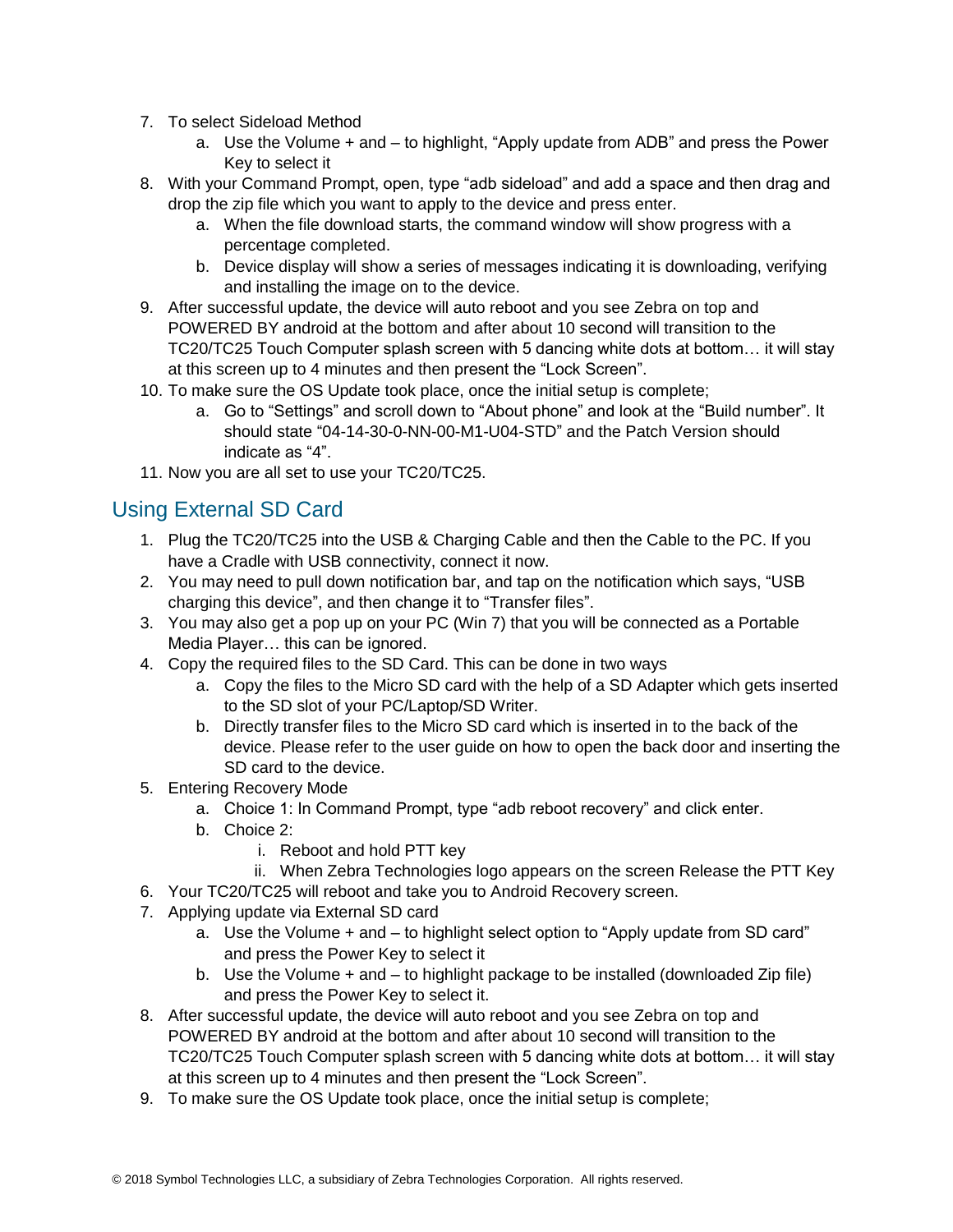7. To select Sideload Method
    a. Use the Volume + and – to highlight, “Apply update from ADB” and press the Power Key to select it
8. With your Command Prompt, open, type “adb sideload” and add a space and then drag and drop the zip file which you want to apply to the device and press enter.
    a. When the file download starts, the command window will show progress with a percentage completed.
    b. Device display will show a series of messages indicating it is downloading, verifying and installing the image on to the device.
9. After successful update, the device will auto reboot and you see Zebra on top and POWERED BY android at the bottom and after about 10 second will transition to the TC20/TC25 Touch Computer splash screen with 5 dancing white dots at bottom… it will stay at this screen up to 4 minutes and then present the “Lock Screen”.
10. To make sure the OS Update took place, once the initial setup is complete;
    a. Go to “Settings” and scroll down to “About phone” and look at the “Build number”. It should state “04-14-30-0-NN-00-M1-U04-STD” and the Patch Version should indicate as “4”.
11. Now you are all set to use your TC20/TC25.

## Using External SD Card

1. Plug the TC20/TC25 into the USB & Charging Cable and then the Cable to the PC. If you have a Cradle with USB connectivity, connect it now.
2. You may need to pull down notification bar, and tap on the notification which says, “USB charging this device”, and then change it to “Transfer files”.
3. You may also get a pop up on your PC (Win 7) that you will be connected as a Portable Media Player… this can be ignored.
4. Copy the required files to the SD Card. This can be done in two ways
    a. Copy the files to the Micro SD card with the help of a SD Adapter which gets inserted to the SD slot of your PC/Laptop/SD Writer.
    b. Directly transfer files to the Micro SD card which is inserted in to the back of the device. Please refer to the user guide on how to open the back door and inserting the SD card to the device.
5. Entering Recovery Mode
    a. Choice 1: In Command Prompt, type “adb reboot recovery” and click enter.
    b. Choice 2:
        i. Reboot and hold PTT key
        ii. When Zebra Technologies logo appears on the screen Release the PTT Key
6. Your TC20/TC25 will reboot and take you to Android Recovery screen.
7. Applying update via External SD card
    a. Use the Volume + and – to highlight select option to “Apply update from SD card” and press the Power Key to select it
    b. Use the Volume + and – to highlight package to be installed (downloaded Zip file) and press the Power Key to select it.
8. After successful update, the device will auto reboot and you see Zebra on top and POWERED BY android at the bottom and after about 10 second will transition to the TC20/TC25 Touch Computer splash screen with 5 dancing white dots at bottom… it will stay at this screen up to 4 minutes and then present the “Lock Screen”.
9. To make sure the OS Update took place, once the initial setup is complete;

© 2018 Symbol Technologies LLC, a subsidiary of Zebra Technologies Corporation. All rights reserved.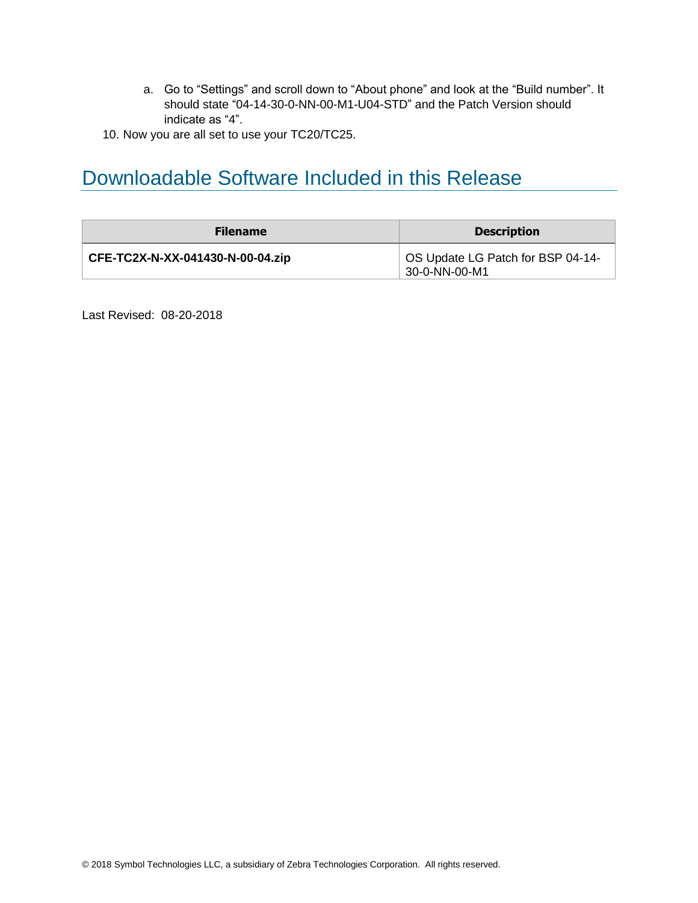a. Go to “Settings” and scroll down to “About phone” and look at the “Build number”. It should state “04-14-30-0-NN-00-M1-U04-STD” and the Patch Version should indicate as “4”.

10. Now you are all set to use your TC20/TC25.

## Downloadable Software Included in this Release

| Filename | Description |
| --- | --- |
| **CFE-TC2X-N-XX-041430-N-00-04.zip** | OS Update LG Patch for BSP 04-14-30-0-NN-00-M1 |

Last Revised: 08-20-2018

© 2018 Symbol Technologies LLC, a subsidiary of Zebra Technologies Corporation. All rights reserved.